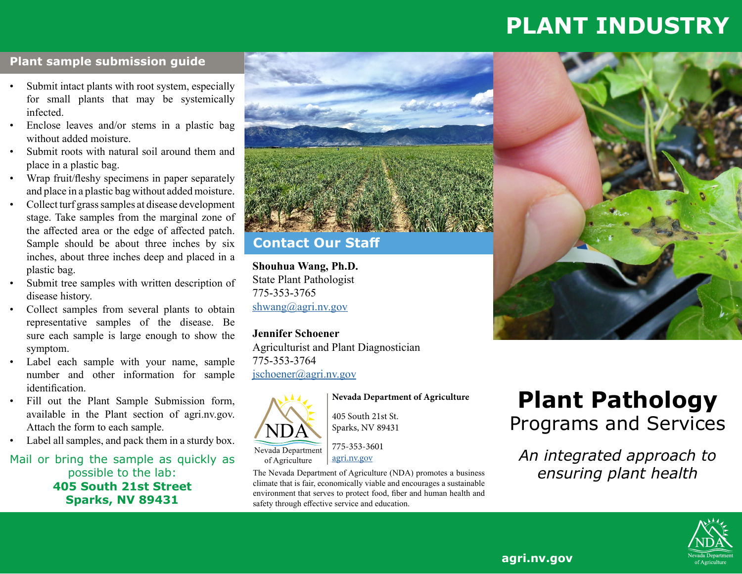# PLANT INDUSTRY

## Plant sample submission guide

- Submit intact plants with root system, especially for small plants that may be systemically infected.
- Enclose leaves and/or stems in a plastic bag without added moisture.
- Submit roots with natural soil around them and place in a plastic bag.
- Wrap fruit/fleshy specimens in paper separately and place in a plastic bag without added moisture.
- Collect turf grass samples at disease development stage. Take samples from the marginal zone of the affected area or the edge of affected patch. Sample should be about three inches by six inches, about three inches deep and placed in a plastic bag.
- Submit tree samples with written description of disease history.
- Collect samples from several plants to obtain representative samples of the disease. Be sure each sample is large enough to show the symptom.
- Label each sample with your name, sample number and other information for sample identification.
- Fill out the Plant Sample Submission form, available in the Plant section of agri.nv.gov. Attach the form to each sample.
- Label all samples, and pack them in a sturdy box.

Mail or bring the sample as quickly as possible to the lab:
**405 South 21st Street**
**Sparks, NV 89431**

## Contact Our Staff

**Shouhua Wang, Ph.D.**
State Plant Pathologist
775-353-3765
shwang@agri.nv.gov

**Jennifer Schoener**
Agriculturist and Plant Diagnostician
775-353-3764
jschoener@agri.nv.gov

NDA
Nevada Department of Agriculture

**Nevada Department of Agriculture**

405 South 21st St.
Sparks, NV 89431

775-353-3601
agri.nv.gov

The Nevada Department of Agriculture (NDA) promotes a business climate that is fair, economically viable and encourages a sustainable environment that serves to protect food, fiber and human health and safety through effective service and education.

# Plant Pathology
## Programs and Services

*An integrated approach to ensuring plant health*

agri.nv.gov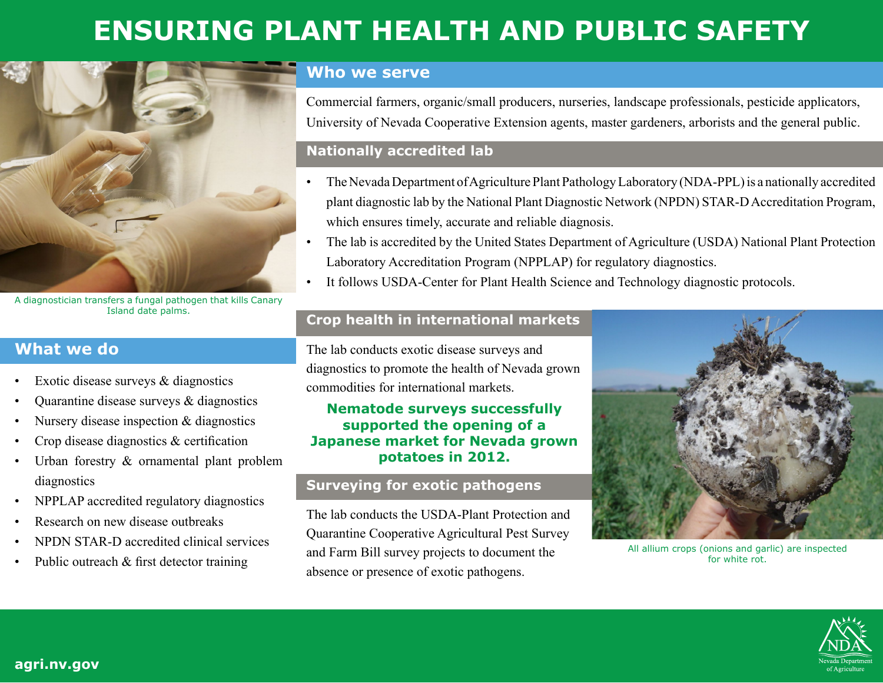# ENSURING PLANT HEALTH AND PUBLIC SAFETY

A diagnostician transfers a fungal pathogen that kills Canary Island date palms.

## What we do

- Exotic disease surveys & diagnostics
- Quarantine disease surveys & diagnostics
- Nursery disease inspection & diagnostics
- Crop disease diagnostics & certification
- Urban forestry & ornamental plant problem diagnostics
- NPPLAP accredited regulatory diagnostics
- Research on new disease outbreaks
- NPDN STAR-D accredited clinical services
- Public outreach & first detector training

## Who we serve

Commercial farmers, organic/small producers, nurseries, landscape professionals, pesticide applicators, University of Nevada Cooperative Extension agents, master gardeners, arborists and the general public.

## Nationally accredited lab

- The Nevada Department of Agriculture Plant Pathology Laboratory (NDA-PPL) is a nationally accredited plant diagnostic lab by the National Plant Diagnostic Network (NPDN) STAR-D Accreditation Program, which ensures timely, accurate and reliable diagnosis.
- The lab is accredited by the United States Department of Agriculture (USDA) National Plant Protection Laboratory Accreditation Program (NPPLAP) for regulatory diagnostics.
- It follows USDA-Center for Plant Health Science and Technology diagnostic protocols.

## Crop health in international markets

The lab conducts exotic disease surveys and diagnostics to promote the health of Nevada grown commodities for international markets.

**Nematode surveys successfully supported the opening of a Japanese market for Nevada grown potatoes in 2012.**

## Surveying for exotic pathogens

The lab conducts the USDA-Plant Protection and Quarantine Cooperative Agricultural Pest Survey and Farm Bill survey projects to document the absence or presence of exotic pathogens.

All allium crops (onions and garlic) are inspected for white rot.

agri.nv.gov

NDA Nevada Department of Agriculture